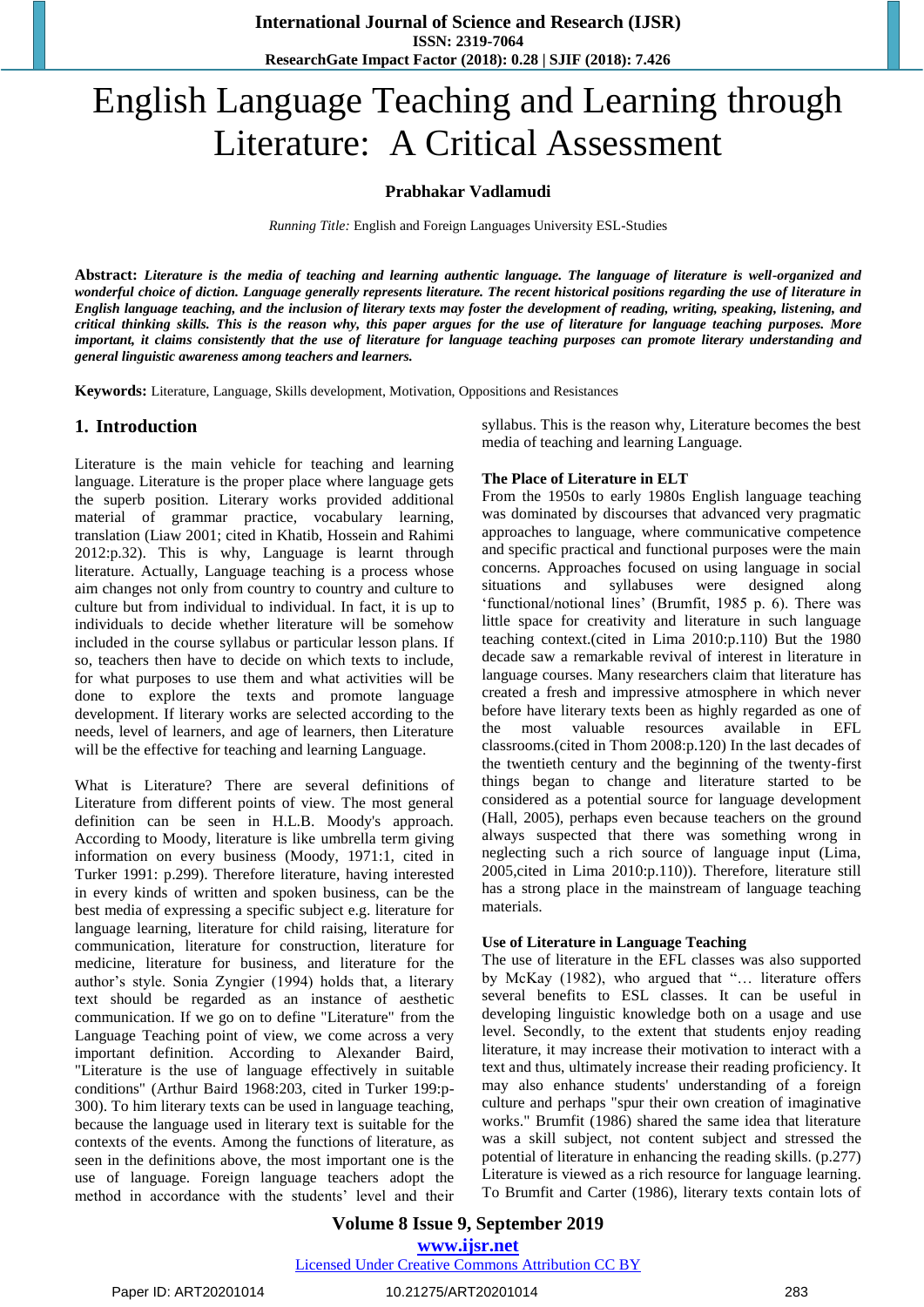# English Language Teaching and Learning through Literature: A Critical Assessment

**Prabhakar Vadlamudi**

*Running Title:* English and Foreign Languages University ESL-Studies

**Abstract:** ***Literature is the media of teaching and learning authentic language. The language of literature is well-organized and wonderful choice of diction. Language generally represents literature. The recent historical positions regarding the use of literature in English language teaching, and the inclusion of literary texts may foster the development of reading, writing, speaking, listening, and critical thinking skills. This is the reason why, this paper argues for the use of literature for language teaching purposes. More important, it claims consistently that the use of literature for language teaching purposes can promote literary understanding and general linguistic awareness among teachers and learners.***

**Keywords:** Literature, Language, Skills development, Motivation, Oppositions and Resistances

## 1. Introduction

Literature is the main vehicle for teaching and learning language. Literature is the proper place where language gets the superb position. Literary works provided additional material of grammar practice, vocabulary learning, translation (Liaw 2001; cited in Khatib, Hossein and Rahimi 2012:p.32). This is why, Language is learnt through literature. Actually, Language teaching is a process whose aim changes not only from country to country and culture to culture but from individual to individual. In fact, it is up to individuals to decide whether literature will be somehow included in the course syllabus or particular lesson plans. If so, teachers then have to decide on which texts to include, for what purposes to use them and what activities will be done to explore the texts and promote language development. If literary works are selected according to the needs, level of learners, and age of learners, then Literature will be the effective for teaching and learning Language.

What is Literature? There are several definitions of Literature from different points of view. The most general definition can be seen in H.L.B. Moody's approach. According to Moody, literature is like umbrella term giving information on every business (Moody, 1971:1, cited in Turker 1991: p.299). Therefore literature, having interested in every kinds of written and spoken business, can be the best media of expressing a specific subject e.g. literature for language learning, literature for child raising, literature for communication, literature for construction, literature for medicine, literature for business, and literature for the author's style. Sonia Zyngier (1994) holds that, a literary text should be regarded as an instance of aesthetic communication. If we go on to define "Literature" from the Language Teaching point of view, we come across a very important definition. According to Alexander Baird, "Literature is the use of language effectively in suitable conditions" (Arthur Baird 1968:203, cited in Turker 199:p-300). To him literary texts can be used in language teaching, because the language used in literary text is suitable for the contexts of the events. Among the functions of literature, as seen in the definitions above, the most important one is the use of language. Foreign language teachers adopt the method in accordance with the students' level and their syllabus. This is the reason why, Literature becomes the best media of teaching and learning Language.

**The Place of Literature in ELT**

From the 1950s to early 1980s English language teaching was dominated by discourses that advanced very pragmatic approaches to language, where communicative competence and specific practical and functional purposes were the main concerns. Approaches focused on using language in social situations and syllabuses were designed along 'functional/notional lines' (Brumfit, 1985 p. 6). There was little space for creativity and literature in such language teaching context.(cited in Lima 2010:p.110) But the 1980 decade saw a remarkable revival of interest in literature in language courses. Many researchers claim that literature has created a fresh and impressive atmosphere in which never before have literary texts been as highly regarded as one of the most valuable resources available in EFL classrooms.(cited in Thom 2008:p.120) In the last decades of the twentieth century and the beginning of the twenty-first things began to change and literature started to be considered as a potential source for language development (Hall, 2005), perhaps even because teachers on the ground always suspected that there was something wrong in neglecting such a rich source of language input (Lima, 2005,cited in Lima 2010:p.110)). Therefore, literature still has a strong place in the mainstream of language teaching materials.

**Use of Literature in Language Teaching**

The use of literature in the EFL classes was also supported by McKay (1982), who argued that "… literature offers several benefits to ESL classes. It can be useful in developing linguistic knowledge both on a usage and use level. Secondly, to the extent that students enjoy reading literature, it may increase their motivation to interact with a text and thus, ultimately increase their reading proficiency. It may also enhance students' understanding of a foreign culture and perhaps "spur their own creation of imaginative works." Brumfit (1986) shared the same idea that literature was a skill subject, not content subject and stressed the potential of literature in enhancing the reading skills. (p.277) Literature is viewed as a rich resource for language learning. To Brumfit and Carter (1986), literary texts contain lots of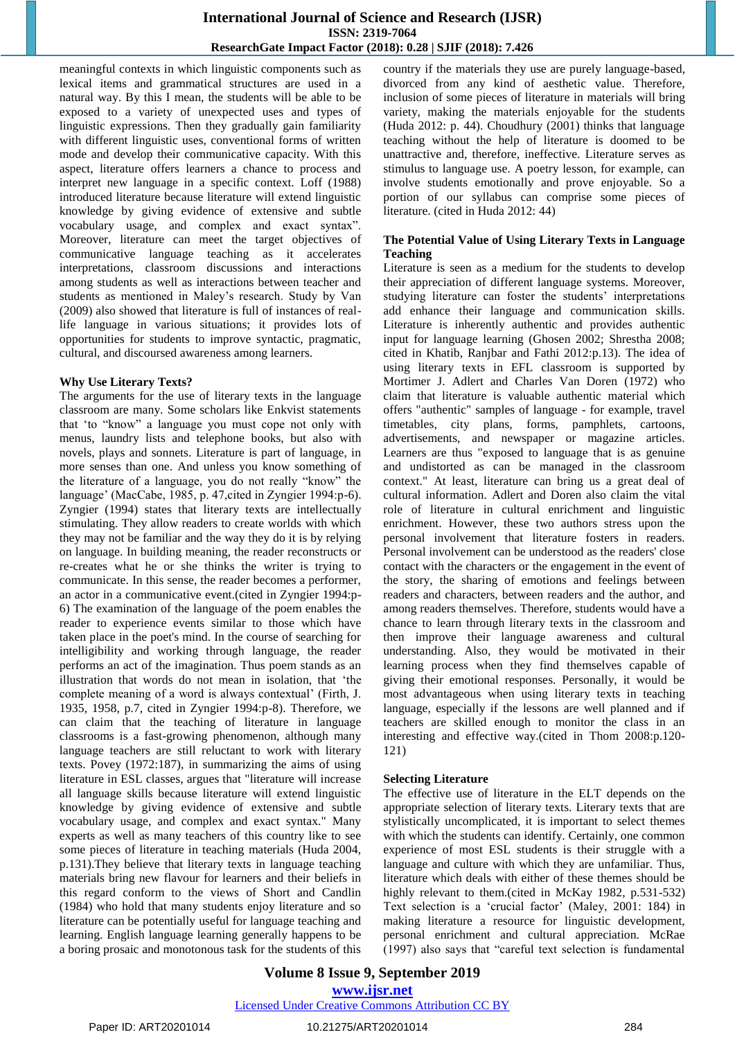meaningful contexts in which linguistic components such as lexical items and grammatical structures are used in a natural way. By this I mean, the students will be able to be exposed to a variety of unexpected uses and types of linguistic expressions. Then they gradually gain familiarity with different linguistic uses, conventional forms of written mode and develop their communicative capacity. With this aspect, literature offers learners a chance to process and interpret new language in a specific context. Loff (1988) introduced literature because literature will extend linguistic knowledge by giving evidence of extensive and subtle vocabulary usage, and complex and exact syntax". Moreover, literature can meet the target objectives of communicative language teaching as it accelerates interpretations, classroom discussions and interactions among students as well as interactions between teacher and students as mentioned in Maley's research. Study by Van (2009) also showed that literature is full of instances of real-life language in various situations; it provides lots of opportunities for students to improve syntactic, pragmatic, cultural, and discoursed awareness among learners.

### Why Use Literary Texts?

The arguments for the use of literary texts in the language classroom are many. Some scholars like Enkvist statements that 'to "know" a language you must cope not only with menus, laundry lists and telephone books, but also with novels, plays and sonnets. Literature is part of language, in more senses than one. And unless you know something of the literature of a language, you do not really "know" the language' (MacCabe, 1985, p. 47,cited in Zyngier 1994:p-6). Zyngier (1994) states that literary texts are intellectually stimulating. They allow readers to create worlds with which they may not be familiar and the way they do it is by relying on language. In building meaning, the reader reconstructs or re-creates what he or she thinks the writer is trying to communicate. In this sense, the reader becomes a performer, an actor in a communicative event.(cited in Zygier 1994:p-6) The examination of the language of the poem enables the reader to experience events similar to those which have taken place in the poet's mind. In the course of searching for intelligibility and working through language, the reader performs an act of the imagination. Thus poem stands as an illustration that words do not mean in isolation, that 'the complete meaning of a word is always contextual' (Firth, J. 1935, 1958, p.7, cited in Zyngier 1994:p-8). Therefore, we can claim that the teaching of literature in language classrooms is a fast-growing phenomenon, although many language teachers are still reluctant to work with literary texts. Povey (1972:187), in summarizing the aims of using literature in ESL classes, argues that "literature will increase all language skills because literature will extend linguistic knowledge by giving evidence of extensive and subtle vocabulary usage, and complex and exact syntax." Many experts as well as many teachers of this country like to see some pieces of literature in teaching materials (Huda 2004, p.131).They believe that literary texts in language teaching materials bring new flavour for learners and their beliefs in this regard conform to the views of Short and Candlin (1984) who hold that many students enjoy literature and so literature can be potentially useful for language teaching and learning. English language learning generally happens to be a boring prosaic and monotonous task for the students of this country if the materials they use are purely language-based, divorced from any kind of aesthetic value. Therefore, inclusion of some pieces of literature in materials will bring variety, making the materials enjoyable for the students (Huda 2012: p. 44). Choudhury (2001) thinks that language teaching without the help of literature is doomed to be unattractive and, therefore, ineffective. Literature serves as stimulus to language use. A poetry lesson, for example, can involve students emotionally and prove enjoyable. So a portion of our syllabus can comprise some pieces of literature. (cited in Huda 2012: 44)

### The Potential Value of Using Literary Texts in Language Teaching

Literature is seen as a medium for the students to develop their appreciation of different language systems. Moreover, studying literature can foster the students' interpretations add enhance their language and communication skills. Literature is inherently authentic and provides authentic input for language learning (Ghosen 2002; Shrestha 2008; cited in Khatib, Ranjbar and Fathi 2012:p.13). The idea of using literary texts in EFL classroom is supported by Mortimer J. Adlert and Charles Van Doren (1972) who claim that literature is valuable authentic material which offers "authentic" samples of language - for example, travel timetables, city plans, forms, pamphlets, cartoons, advertisements, and newspaper or magazine articles. Learners are thus "exposed to language that is as genuine and undistorted as can be managed in the classroom context." At least, literature can bring us a great deal of cultural information. Adlert and Doren also claim the vital role of literature in cultural enrichment and linguistic enrichment. However, these two authors stress upon the personal involvement that literature fosters in readers. Personal involvement can be understood as the readers' close contact with the characters or the engagement in the event of the story, the sharing of emotions and feelings between readers and characters, between readers and the author, and among readers themselves. Therefore, students would have a chance to learn through literary texts in the classroom and then improve their language awareness and cultural understanding. Also, they would be motivated in their learning process when they find themselves capable of giving their emotional responses. Personally, it would be most advantageous when using literary texts in teaching language, especially if the lessons are well planned and if teachers are skilled enough to monitor the class in an interesting and effective way.(cited in Thom 2008:p.120-121)

### Selecting Literature

The effective use of literature in the ELT depends on the appropriate selection of literary texts. Literary texts that are stylistically uncomplicated, it is important to select themes with which the students can identify. Certainly, one common experience of most ESL students is their struggle with a language and culture with which they are unfamiliar. Thus, literature which deals with either of these themes should be highly relevant to them.(cited in McKay 1982, p.531-532) Text selection is a 'crucial factor' (Maley, 2001: 184) in making literature a resource for linguistic development, personal enrichment and cultural appreciation. McRae (1997) also says that "careful text selection is fundamental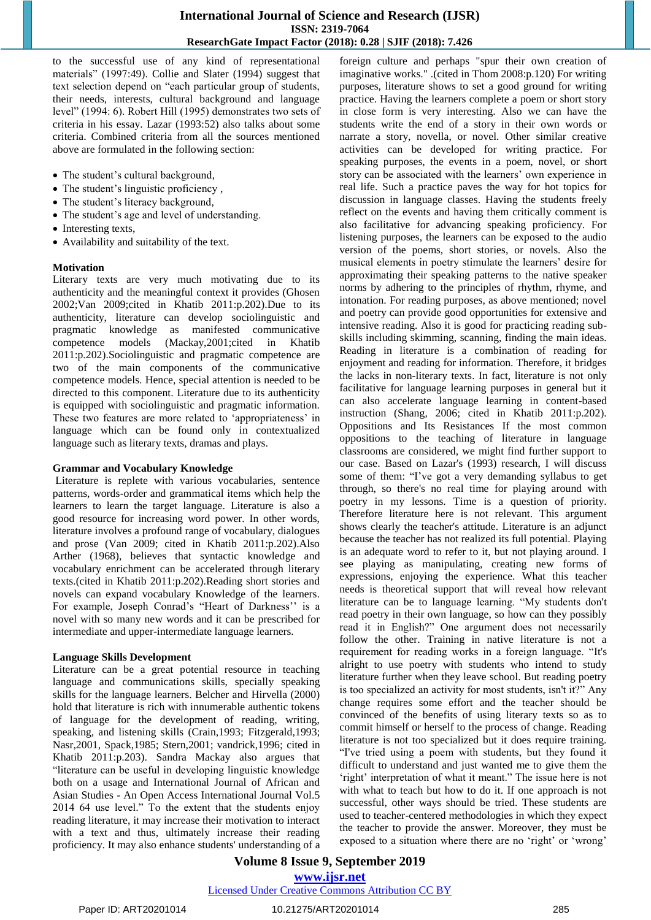to the successful use of any kind of representational materials" (1997:49). Collie and Slater (1994) suggest that text selection depend on "each particular group of students, their needs, interests, cultural background and language level" (1994: 6). Robert Hill (1995) demonstrates two sets of criteria in his essay. Lazar (1993:52) also talks about some criteria. Combined criteria from all the sources mentioned above are formulated in the following section:

- The student's cultural background,
- The student's linguistic proficiency ,
- The student's literacy background,
- The student's age and level of understanding.
- Interesting texts,
- Availability and suitability of the text.

**Motivation**

Literary texts are very much motivating due to its authenticity and the meaningful context it provides (Ghosen 2002;Van 2009;cited in Khatib 2011:p.202).Due to its authenticity, literature can develop sociolinguistic and pragmatic knowledge as manifested communicative competence models (Mackay,2001;cited in Khatib 2011:p.202).Sociolinguistic and pragmatic competence are two of the main components of the communicative competence models. Hence, special attention is needed to be directed to this component. Literature due to its authenticity is equipped with sociolinguistic and pragmatic information. These two features are more related to 'appropriateness' in language which can be found only in contextualized language such as literary texts, dramas and plays.

**Grammar and Vocabulary Knowledge**

Literature is replete with various vocabularies, sentence patterns, words-order and grammatical items which help the learners to learn the target language. Literature is also a good resource for increasing word power. In other words, literature involves a profound range of vocabulary, dialogues and prose (Van 2009; cited in Khatib 2011:p.202).Also Arther (1968), believes that syntactic knowledge and vocabulary enrichment can be accelerated through literary texts.(cited in Khatib 2011:p.202).Reading short stories and novels can expand vocabulary Knowledge of the learners. For example, Joseph Conrad's "Heart of Darkness'' is a novel with so many new words and it can be prescribed for intermediate and upper-intermediate language learners.

**Language Skills Development**

Literature can be a great potential resource in teaching language and communications skills, specially speaking skills for the language learners. Belcher and Hirvella (2000) hold that literature is rich with innumerable authentic tokens of language for the development of reading, writing, speaking, and listening skills (Crain,1993; Fitzgerald,1993; Nasr,2001, Spack,1985; Stern,2001; vandrick,1996; cited in Khatib 2011:p.203). Sandra Mackay also argues that "literature can be useful in developing linguistic knowledge both on a usage and International Journal of African and Asian Studies - An Open Access International Journal Vol.5 2014 64 use level." To the extent that the students enjoy reading literature, it may increase their motivation to interact with a text and thus, ultimately increase their reading proficiency. It may also enhance students' understanding of a foreign culture and perhaps "spur their own creation of imaginative works." .(cited in Thom 2008:p.120) For writing purposes, literature shows to set a good ground for writing practice. Having the learners complete a poem or short story in close form is very interesting. Also we can have the students write the end of a story in their own words or narrate a story, novella, or novel. Other similar creative activities can be developed for writing practice. For speaking purposes, the events in a poem, novel, or short story can be associated with the learners' own experience in real life. Such a practice paves the way for hot topics for discussion in language classes. Having the students freely reflect on the events and having them critically comment is also facilitative for advancing speaking proficiency. For listening purposes, the learners can be exposed to the audio version of the poems, short stories, or novels. Also the musical elements in poetry stimulate the learners' desire for approximating their speaking patterns to the native speaker norms by adhering to the principles of rhythm, rhyme, and intonation. For reading purposes, as above mentioned; novel and poetry can provide good opportunities for extensive and intensive reading. Also it is good for practicing reading sub-skills including skimming, scanning, finding the main ideas. Reading in literature is a combination of reading for enjoyment and reading for information. Therefore, it bridges the lacks in non-literary texts. In fact, literature is not only facilitative for language learning purposes in general but it can also accelerate language learning in content-based instruction (Shang, 2006; cited in Khatib 2011:p.202). Oppositions and Its Resistances If the most common oppositions to the teaching of literature in language classrooms are considered, we might find further support to our case. Based on Lazar's (1993) research, I will discuss some of them: "I've got a very demanding syllabus to get through, so there's no real time for playing around with poetry in my lessons. Time is a question of priority. Therefore literature here is not relevant. This argument shows clearly the teacher's attitude. Literature is an adjunct because the teacher has not realized its full potential. Playing is an adequate word to refer to it, but not playing around. I see playing as manipulating, creating new forms of expressions, enjoying the experience. What this teacher needs is theoretical support that will reveal how relevant literature can be to language learning. "My students don't read poetry in their own language, so how can they possibly read it in English?" One argument does not necessarily follow the other. Training in native literature is not a requirement for reading works in a foreign language. "It's alright to use poetry with students who intend to study literature further when they leave school. But reading poetry is too specialized an activity for most students, isn't it?" Any change requires some effort and the teacher should be convinced of the benefits of using literary texts so as to commit himself or herself to the process of change. Reading literature is not too specialized but it does require training. "I've tried using a poem with students, but they found it difficult to understand and just wanted me to give them the 'right' interpretation of what it meant." The issue here is not with what to teach but how to do it. If one approach is not successful, other ways should be tried. These students are used to teacher-centered methodologies in which they expect the teacher to provide the answer. Moreover, they must be exposed to a situation where there are no 'right' or 'wrong'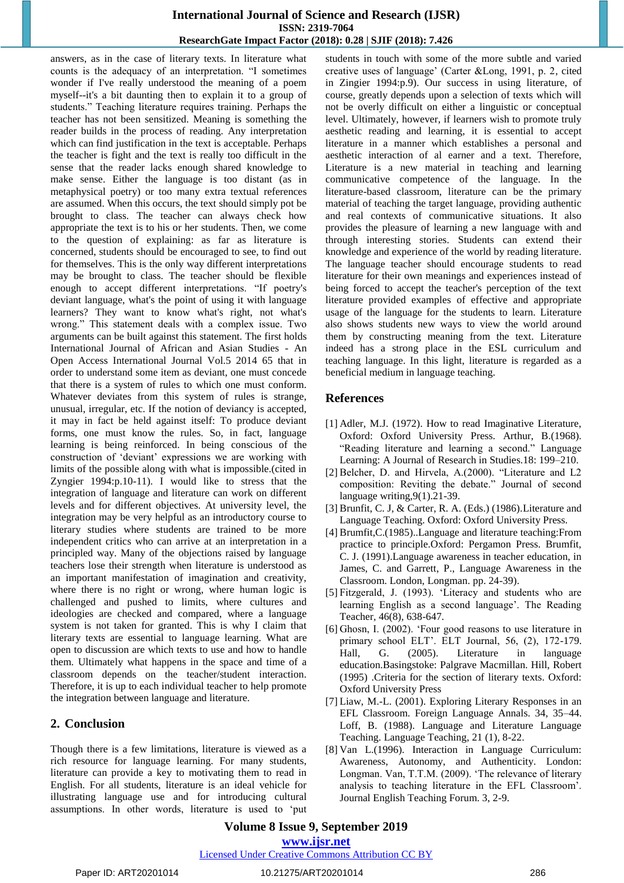answers, as in the case of literary texts. In literature what counts is the adequacy of an interpretation. "I sometimes wonder if I've really understood the meaning of a poem myself--it's a bit daunting then to explain it to a group of students." Teaching literature requires training. Perhaps the teacher has not been sensitized. Meaning is something the reader builds in the process of reading. Any interpretation which can find justification in the text is acceptable. Perhaps the teacher is fight and the text is really too difficult in the sense that the reader lacks enough shared knowledge to make sense. Either the language is too distant (as in metaphysical poetry) or too many extra textual references are assumed. When this occurs, the text should simply pot be brought to class. The teacher can always check how appropriate the text is to his or her students. Then, we come to the question of explaining: as far as literature is concerned, students should be encouraged to see, to find out for themselves. This is the only way different interpretations may be brought to class. The teacher should be flexible enough to accept different interpretations. "If poetry's deviant language, what's the point of using it with language learners? They want to know what's right, not what's wrong." This statement deals with a complex issue. Two arguments can be built against this statement. The first holds International Journal of African and Asian Studies - An Open Access International Journal Vol.5 2014 65 that in order to understand some item as deviant, one must concede that there is a system of rules to which one must conform. Whatever deviates from this system of rules is strange, unusual, irregular, etc. If the notion of deviancy is accepted, it may in fact be held against itself: To produce deviant forms, one must know the rules. So, in fact, language learning is being reinforced. In being conscious of the construction of 'deviant' expressions we are working with limits of the possible along with what is impossible.(cited in Zyngier 1994:p.10-11). I would like to stress that the integration of language and literature can work on different levels and for different objectives. At university level, the integration may be very helpful as an introductory course to literary studies where students are trained to be more independent critics who can arrive at an interpretation in a principled way. Many of the objections raised by language teachers lose their strength when literature is understood as an important manifestation of imagination and creativity, where there is no right or wrong, where human logic is challenged and pushed to limits, where cultures and ideologies are checked and compared, where a language system is not taken for granted. This is why I claim that literary texts are essential to language learning. What are open to discussion are which texts to use and how to handle them. Ultimately what happens in the space and time of a classroom depends on the teacher/student interaction. Therefore, it is up to each individual teacher to help promote the integration between language and literature.

## 2. Conclusion

Though there is a few limitations, literature is viewed as a rich resource for language learning. For many students, literature can provide a key to motivating them to read in English. For all students, literature is an ideal vehicle for illustrating language use and for introducing cultural assumptions. In other words, literature is used to 'put students in touch with some of the more subtle and varied creative uses of language' (Carter &Long, 1991, p. 2, cited in Zingier 1994:p.9). Our success in using literature, of course, greatly depends upon a selection of texts which will not be overly difficult on either a linguistic or conceptual level. Ultimately, however, if learners wish to promote truly aesthetic reading and learning, it is essential to accept literature in a manner which establishes a personal and aesthetic interaction of al earner and a text. Therefore, Literature is a new material in teaching and learning communicative competence of the language. In the literature-based classroom, literature can be the primary material of teaching the target language, providing authentic and real contexts of communicative situations. It also provides the pleasure of learning a new language with and through interesting stories. Students can extend their knowledge and experience of the world by reading literature. The language teacher should encourage students to read literature for their own meanings and experiences instead of being forced to accept the teacher's perception of the text literature provided examples of effective and appropriate usage of the language for the students to learn. Literature also shows students new ways to view the world around them by constructing meaning from the text. Literature indeed has a strong place in the ESL curriculum and teaching language. In this light, literature is regarded as a beneficial medium in language teaching.

## References

[1] Adler, M.J. (1972). How to read Imaginative Literature, Oxford: Oxford University Press. Arthur, B.(1968). "Reading literature and learning a second." Language Learning: A Journal of Research in Studies.18: 199–210.

[2] Belcher, D. and Hirvela, A.(2000). "Literature and L2 composition: Reviting the debate." Journal of second language writing,9(1).21-39.

[3] Brunfit, C. J, & Carter, R. A. (Eds.) (1986).Literature and Language Teaching. Oxford: Oxford University Press.

[4] Brumfit,C.(1985)..Language and literature teaching:From practice to principle.Oxford: Pergamon Press. Brumfit, C. J. (1991).Language awareness in teacher education, in James, C. and Garrett, P., Language Awareness in the Classroom. London, Longman. pp. 24-39).

[5] Fitzgerald, J. (1993). 'Literacy and students who are learning English as a second language'. The Reading Teacher, 46(8), 638-647.

[6] Ghosn, I. (2002). 'Four good reasons to use literature in primary school ELT'. ELT Journal, 56, (2), 172-179. Hall, G. (2005). Literature in language education.Basingstoke: Palgrave Macmillan. Hill, Robert (1995) .Criteria for the section of literary texts. Oxford: Oxford University Press

[7] Liaw, M.-L. (2001). Exploring Literary Responses in an EFL Classroom. Foreign Language Annals. 34, 35–44. Loff, B. (1988). Language and Literature Language Teaching. Language Teaching, 21 (1), 8-22.

[8] Van L.(1996). Interaction in Language Curriculum: Awareness, Autonomy, and Authenticity. London: Longman. Van, T.T.M. (2009). 'The relevance of literary analysis to teaching literature in the EFL Classroom'. Journal English Teaching Forum. 3, 2-9.